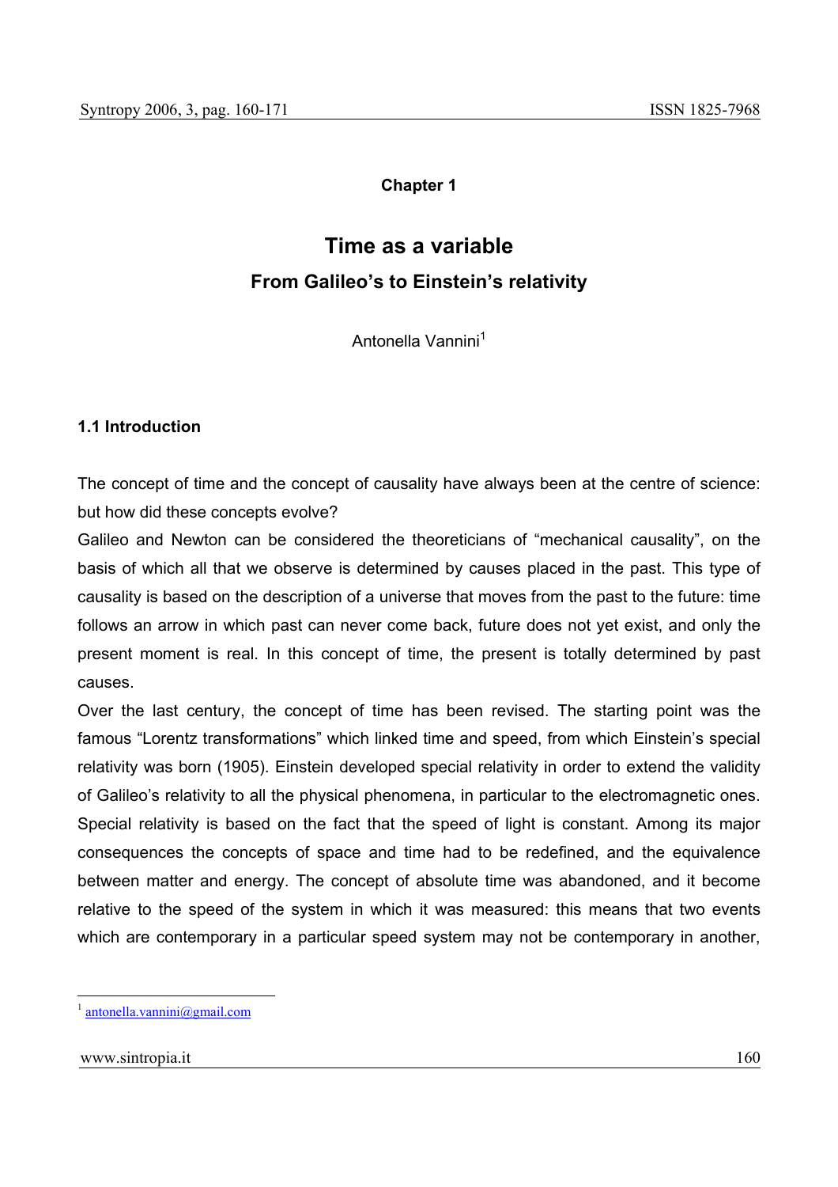**Chapter 1**

# Time as a variable

## From Galileo's to Einstein's relativity

Antonella Vannini[1]

### 1.1 Introduction

The concept of time and the concept of causality have always been at the centre of science: but how did these concepts evolve?

Galileo and Newton can be considered the theoreticians of "mechanical causality", on the basis of which all that we observe is determined by causes placed in the past. This type of causality is based on the description of a universe that moves from the past to the future: time follows an arrow in which past can never come back, future does not yet exist, and only the present moment is real. In this concept of time, the present is totally determined by past causes.

Over the last century, the concept of time has been revised. The starting point was the famous "Lorentz transformations" which linked time and speed, from which Einstein's special relativity was born (1905). Einstein developed special relativity in order to extend the validity of Galileo's relativity to all the physical phenomena, in particular to the electromagnetic ones. Special relativity is based on the fact that the speed of light is constant. Among its major consequences the concepts of space and time had to be redefined, and the equivalence between matter and energy. The concept of absolute time was abandoned, and it become relative to the speed of the system in which it was measured: this means that two events which are contemporary in a particular speed system may not be contemporary in another,

[1] antonella.vannini@gmail.com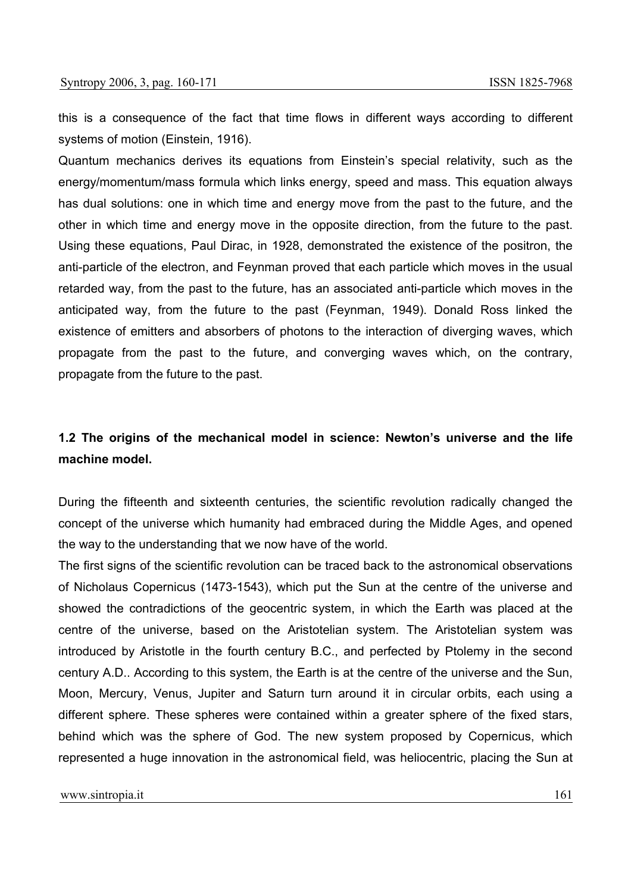this is a consequence of the fact that time flows in different ways according to different systems of motion (Einstein, 1916).

Quantum mechanics derives its equations from Einstein's special relativity, such as the energy/momentum/mass formula which links energy, speed and mass. This equation always has dual solutions: one in which time and energy move from the past to the future, and the other in which time and energy move in the opposite direction, from the future to the past. Using these equations, Paul Dirac, in 1928, demonstrated the existence of the positron, the anti-particle of the electron, and Feynman proved that each particle which moves in the usual retarded way, from the past to the future, has an associated anti-particle which moves in the anticipated way, from the future to the past (Feynman, 1949). Donald Ross linked the existence of emitters and absorbers of photons to the interaction of diverging waves, which propagate from the past to the future, and converging waves which, on the contrary, propagate from the future to the past.

### 1.2 The origins of the mechanical model in science: Newton's universe and the life machine model.

During the fifteenth and sixteenth centuries, the scientific revolution radically changed the concept of the universe which humanity had embraced during the Middle Ages, and opened the way to the understanding that we now have of the world.

The first signs of the scientific revolution can be traced back to the astronomical observations of Nicholaus Copernicus (1473-1543), which put the Sun at the centre of the universe and showed the contradictions of the geocentric system, in which the Earth was placed at the centre of the universe, based on the Aristotelian system. The Aristotelian system was introduced by Aristotle in the fourth century B.C., and perfected by Ptolemy in the second century A.D.. According to this system, the Earth is at the centre of the universe and the Sun, Moon, Mercury, Venus, Jupiter and Saturn turn around it in circular orbits, each using a different sphere. These spheres were contained within a greater sphere of the fixed stars, behind which was the sphere of God. The new system proposed by Copernicus, which represented a huge innovation in the astronomical field, was heliocentric, placing the Sun at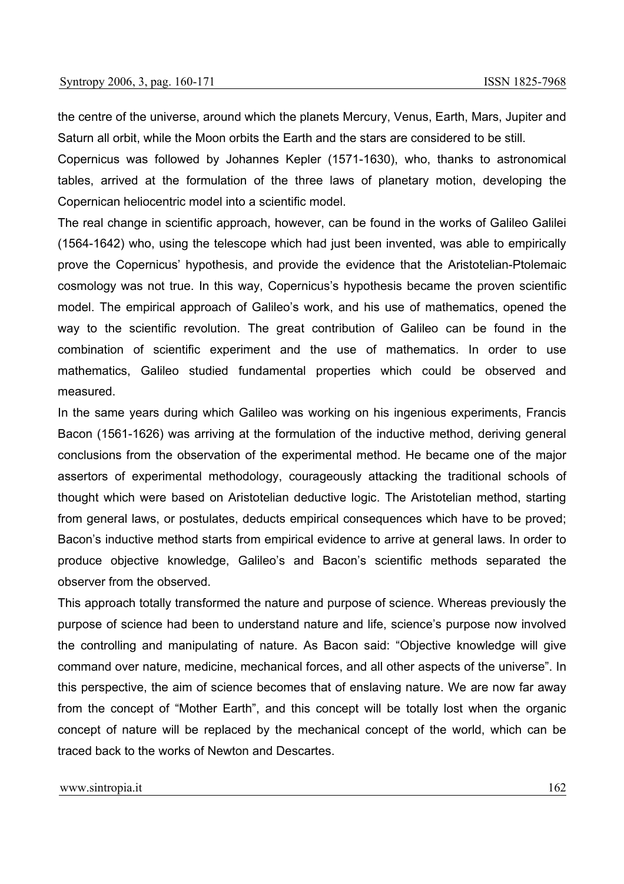the centre of the universe, around which the planets Mercury, Venus, Earth, Mars, Jupiter and Saturn all orbit, while the Moon orbits the Earth and the stars are considered to be still.

Copernicus was followed by Johannes Kepler (1571-1630), who, thanks to astronomical tables, arrived at the formulation of the three laws of planetary motion, developing the Copernican heliocentric model into a scientific model.

The real change in scientific approach, however, can be found in the works of Galileo Galilei (1564-1642) who, using the telescope which had just been invented, was able to empirically prove the Copernicus' hypothesis, and provide the evidence that the Aristotelian-Ptolemaic cosmology was not true. In this way, Copernicus's hypothesis became the proven scientific model. The empirical approach of Galileo's work, and his use of mathematics, opened the way to the scientific revolution. The great contribution of Galileo can be found in the combination of scientific experiment and the use of mathematics. In order to use mathematics, Galileo studied fundamental properties which could be observed and measured.

In the same years during which Galileo was working on his ingenious experiments, Francis Bacon (1561-1626) was arriving at the formulation of the inductive method, deriving general conclusions from the observation of the experimental method. He became one of the major assertors of experimental methodology, courageously attacking the traditional schools of thought which were based on Aristotelian deductive logic. The Aristotelian method, starting from general laws, or postulates, deducts empirical consequences which have to be proved; Bacon's inductive method starts from empirical evidence to arrive at general laws. In order to produce objective knowledge, Galileo's and Bacon's scientific methods separated the observer from the observed.

This approach totally transformed the nature and purpose of science. Whereas previously the purpose of science had been to understand nature and life, science's purpose now involved the controlling and manipulating of nature. As Bacon said: "Objective knowledge will give command over nature, medicine, mechanical forces, and all other aspects of the universe". In this perspective, the aim of science becomes that of enslaving nature. We are now far away from the concept of "Mother Earth", and this concept will be totally lost when the organic concept of nature will be replaced by the mechanical concept of the world, which can be traced back to the works of Newton and Descartes.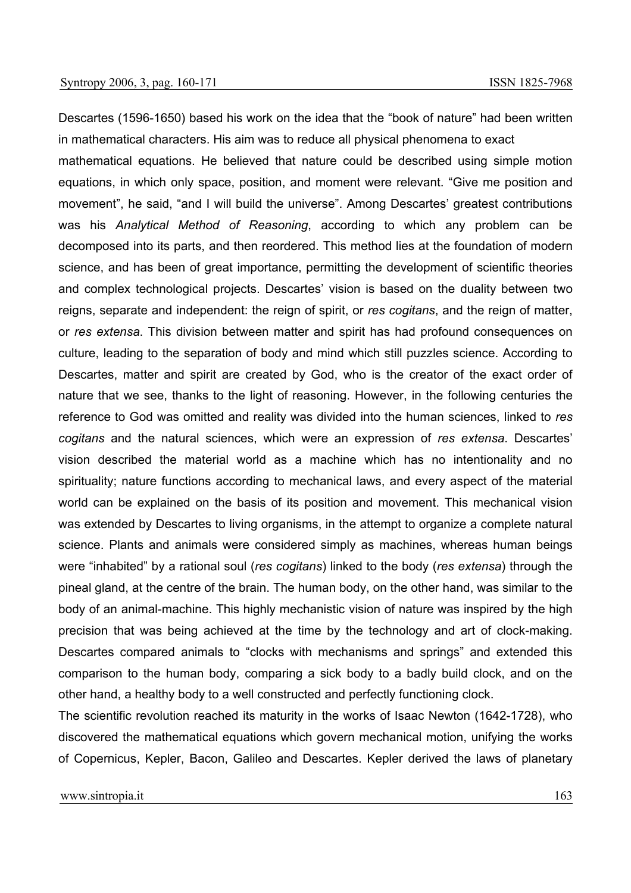Descartes (1596-1650) based his work on the idea that the "book of nature" had been written in mathematical characters. His aim was to reduce all physical phenomena to exact mathematical equations. He believed that nature could be described using simple motion equations, in which only space, position, and moment were relevant. "Give me position and movement", he said, "and I will build the universe". Among Descartes' greatest contributions was his *Analytical Method of Reasoning*, according to which any problem can be decomposed into its parts, and then reordered. This method lies at the foundation of modern science, and has been of great importance, permitting the development of scientific theories and complex technological projects. Descartes' vision is based on the duality between two reigns, separate and independent: the reign of spirit, or *res cogitans*, and the reign of matter, or *res extensa*. This division between matter and spirit has had profound consequences on culture, leading to the separation of body and mind which still puzzles science. According to Descartes, matter and spirit are created by God, who is the creator of the exact order of nature that we see, thanks to the light of reasoning. However, in the following centuries the reference to God was omitted and reality was divided into the human sciences, linked to *res cogitans* and the natural sciences, which were an expression of *res extensa*. Descartes' vision described the material world as a machine which has no intentionality and no spirituality; nature functions according to mechanical laws, and every aspect of the material world can be explained on the basis of its position and movement. This mechanical vision was extended by Descartes to living organisms, in the attempt to organize a complete natural science. Plants and animals were considered simply as machines, whereas human beings were "inhabited" by a rational soul (*res cogitans*) linked to the body (*res extensa*) through the pineal gland, at the centre of the brain. The human body, on the other hand, was similar to the body of an animal-machine. This highly mechanistic vision of nature was inspired by the high precision that was being achieved at the time by the technology and art of clock-making. Descartes compared animals to "clocks with mechanisms and springs" and extended this comparison to the human body, comparing a sick body to a badly build clock, and on the other hand, a healthy body to a well constructed and perfectly functioning clock.

The scientific revolution reached its maturity in the works of Isaac Newton (1642-1728), who discovered the mathematical equations which govern mechanical motion, unifying the works of Copernicus, Kepler, Bacon, Galileo and Descartes. Kepler derived the laws of planetary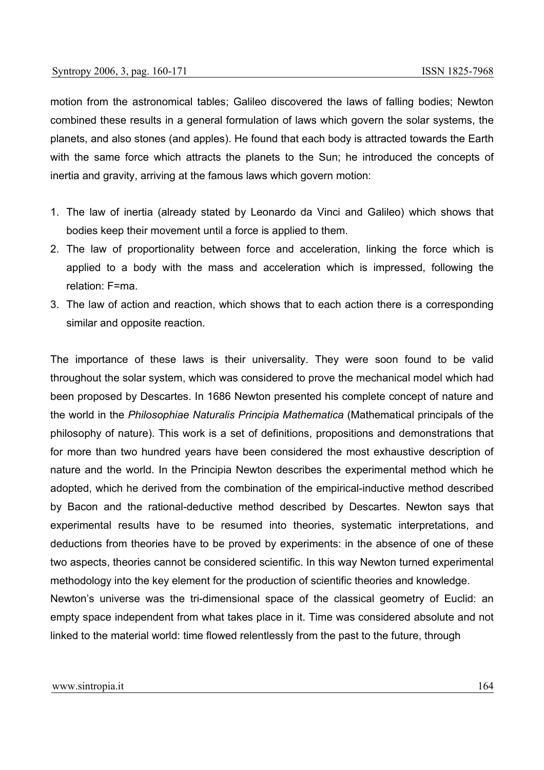motion from the astronomical tables; Galileo discovered the laws of falling bodies; Newton combined these results in a general formulation of laws which govern the solar systems, the planets, and also stones (and apples). He found that each body is attracted towards the Earth with the same force which attracts the planets to the Sun; he introduced the concepts of inertia and gravity, arriving at the famous laws which govern motion:

1. The law of inertia (already stated by Leonardo da Vinci and Galileo) which shows that bodies keep their movement until a force is applied to them.
2. The law of proportionality between force and acceleration, linking the force which is applied to a body with the mass and acceleration which is impressed, following the relation: $F=ma$.
3. The law of action and reaction, which shows that to each action there is a corresponding similar and opposite reaction.

The importance of these laws is their universality. They were soon found to be valid throughout the solar system, which was considered to prove the mechanical model which had been proposed by Descartes. In 1686 Newton presented his complete concept of nature and the world in the *Philosophiae Naturalis Principia Mathematica* (Mathematical principals of the philosophy of nature). This work is a set of definitions, propositions and demonstrations that for more than two hundred years have been considered the most exhaustive description of nature and the world. In the Principia Newton describes the experimental method which he adopted, which he derived from the combination of the empirical-inductive method described by Bacon and the rational-deductive method described by Descartes. Newton says that experimental results have to be resumed into theories, systematic interpretations, and deductions from theories have to be proved by experiments: in the absence of one of these two aspects, theories cannot be considered scientific. In this way Newton turned experimental methodology into the key element for the production of scientific theories and knowledge.

Newton's universe was the tri-dimensional space of the classical geometry of Euclid: an empty space independent from what takes place in it. Time was considered absolute and not linked to the material world: time flowed relentlessly from the past to the future, through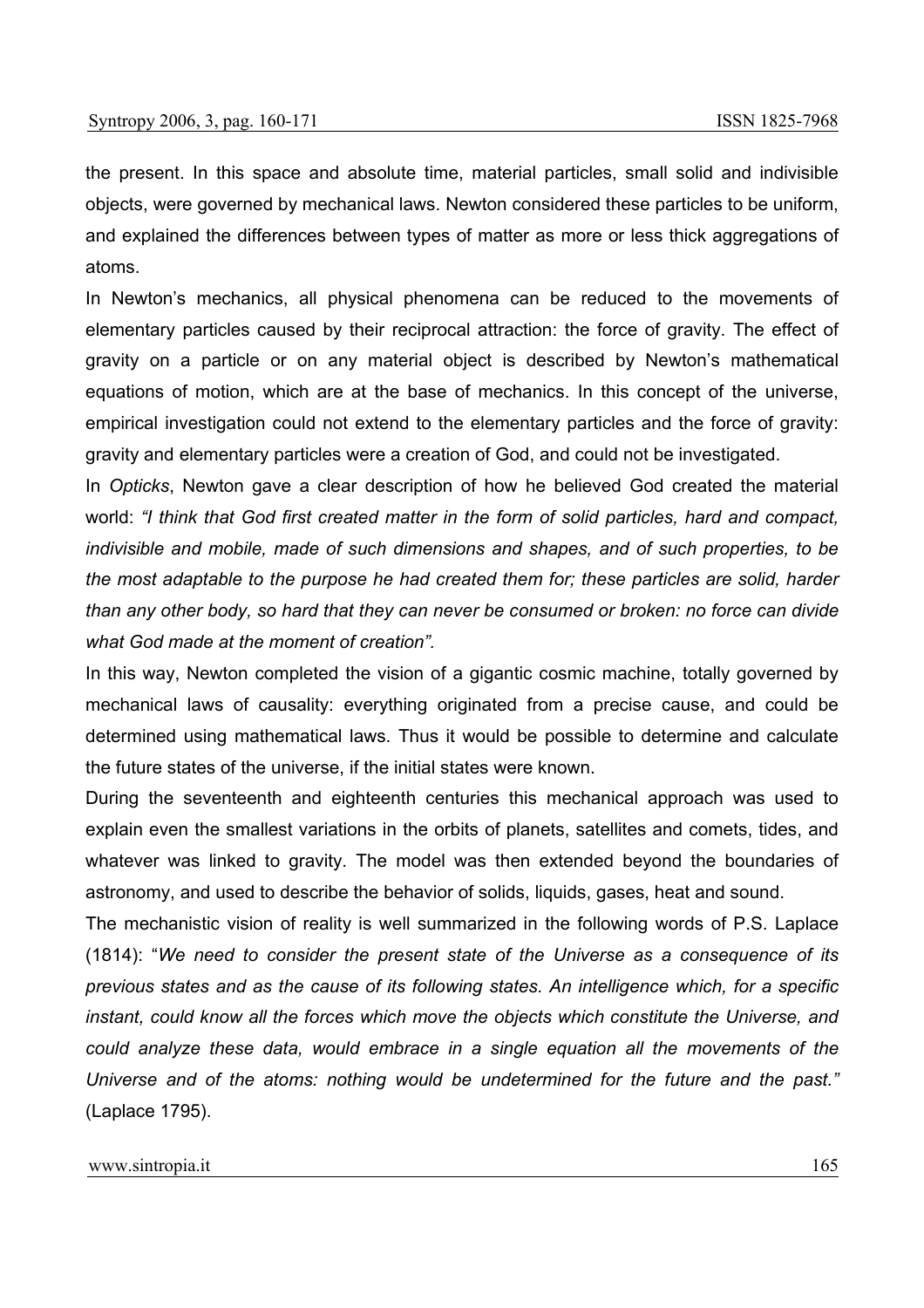the present. In this space and absolute time, material particles, small solid and indivisible objects, were governed by mechanical laws. Newton considered these particles to be uniform, and explained the differences between types of matter as more or less thick aggregations of atoms.

In Newton's mechanics, all physical phenomena can be reduced to the movements of elementary particles caused by their reciprocal attraction: the force of gravity. The effect of gravity on a particle or on any material object is described by Newton's mathematical equations of motion, which are at the base of mechanics. In this concept of the universe, empirical investigation could not extend to the elementary particles and the force of gravity: gravity and elementary particles were a creation of God, and could not be investigated.

In *Opticks*, Newton gave a clear description of how he believed God created the material world: *"I think that God first created matter in the form of solid particles, hard and compact, indivisible and mobile, made of such dimensions and shapes, and of such properties, to be the most adaptable to the purpose he had created them for; these particles are solid, harder than any other body, so hard that they can never be consumed or broken: no force can divide what God made at the moment of creation".*

In this way, Newton completed the vision of a gigantic cosmic machine, totally governed by mechanical laws of causality: everything originated from a precise cause, and could be determined using mathematical laws. Thus it would be possible to determine and calculate the future states of the universe, if the initial states were known.

During the seventeenth and eighteenth centuries this mechanical approach was used to explain even the smallest variations in the orbits of planets, satellites and comets, tides, and whatever was linked to gravity. The model was then extended beyond the boundaries of astronomy, and used to describe the behavior of solids, liquids, gases, heat and sound.

The mechanistic vision of reality is well summarized in the following words of P.S. Laplace (1814): "*We need to consider the present state of the Universe as a consequence of its previous states and as the cause of its following states. An intelligence which, for a specific instant, could know all the forces which move the objects which constitute the Universe, and could analyze these data, would embrace in a single equation all the movements of the Universe and of the atoms: nothing would be undetermined for the future and the past."* (Laplace 1795).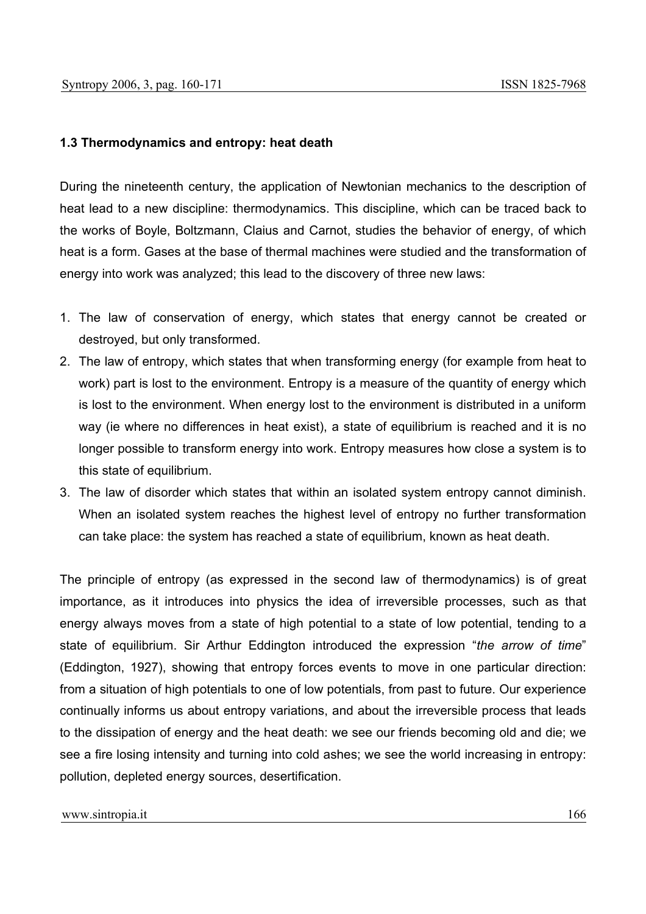### 1.3 Thermodynamics and entropy: heat death

During the nineteenth century, the application of Newtonian mechanics to the description of heat lead to a new discipline: thermodynamics. This discipline, which can be traced back to the works of Boyle, Boltzmann, Claius and Carnot, studies the behavior of energy, of which heat is a form. Gases at the base of thermal machines were studied and the transformation of energy into work was analyzed; this lead to the discovery of three new laws:

1. The law of conservation of energy, which states that energy cannot be created or destroyed, but only transformed.
2. The law of entropy, which states that when transforming energy (for example from heat to work) part is lost to the environment. Entropy is a measure of the quantity of energy which is lost to the environment. When energy lost to the environment is distributed in a uniform way (ie where no differences in heat exist), a state of equilibrium is reached and it is no longer possible to transform energy into work. Entropy measures how close a system is to this state of equilibrium.
3. The law of disorder which states that within an isolated system entropy cannot diminish. When an isolated system reaches the highest level of entropy no further transformation can take place: the system has reached a state of equilibrium, known as heat death.

The principle of entropy (as expressed in the second law of thermodynamics) is of great importance, as it introduces into physics the idea of irreversible processes, such as that energy always moves from a state of high potential to a state of low potential, tending to a state of equilibrium. Sir Arthur Eddington introduced the expression "*the arrow of time*" (Eddington, 1927), showing that entropy forces events to move in one particular direction: from a situation of high potentials to one of low potentials, from past to future. Our experience continually informs us about entropy variations, and about the irreversible process that leads to the dissipation of energy and the heat death: we see our friends becoming old and die; we see a fire losing intensity and turning into cold ashes; we see the world increasing in entropy: pollution, depleted energy sources, desertification.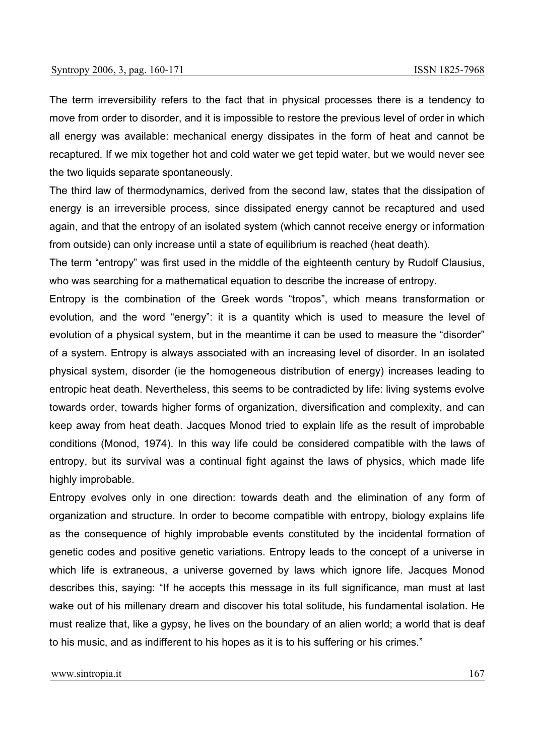The term irreversibility refers to the fact that in physical processes there is a tendency to move from order to disorder, and it is impossible to restore the previous level of order in which all energy was available: mechanical energy dissipates in the form of heat and cannot be recaptured. If we mix together hot and cold water we get tepid water, but we would never see the two liquids separate spontaneously.

The third law of thermodynamics, derived from the second law, states that the dissipation of energy is an irreversible process, since dissipated energy cannot be recaptured and used again, and that the entropy of an isolated system (which cannot receive energy or information from outside) can only increase until a state of equilibrium is reached (heat death).

The term "entropy" was first used in the middle of the eighteenth century by Rudolf Clausius, who was searching for a mathematical equation to describe the increase of entropy.

Entropy is the combination of the Greek words "tropos", which means transformation or evolution, and the word "energy": it is a quantity which is used to measure the level of evolution of a physical system, but in the meantime it can be used to measure the "disorder" of a system. Entropy is always associated with an increasing level of disorder. In an isolated physical system, disorder (ie the homogeneous distribution of energy) increases leading to entropic heat death. Nevertheless, this seems to be contradicted by life: living systems evolve towards order, towards higher forms of organization, diversification and complexity, and can keep away from heat death. Jacques Monod tried to explain life as the result of improbable conditions (Monod, 1974). In this way life could be considered compatible with the laws of entropy, but its survival was a continual fight against the laws of physics, which made life highly improbable.

Entropy evolves only in one direction: towards death and the elimination of any form of organization and structure. In order to become compatible with entropy, biology explains life as the consequence of highly improbable events constituted by the incidental formation of genetic codes and positive genetic variations. Entropy leads to the concept of a universe in which life is extraneous, a universe governed by laws which ignore life. Jacques Monod describes this, saying: "If he accepts this message in its full significance, man must at last wake out of his millenary dream and discover his total solitude, his fundamental isolation. He must realize that, like a gypsy, he lives on the boundary of an alien world; a world that is deaf to his music, and as indifferent to his hopes as it is to his suffering or his crimes."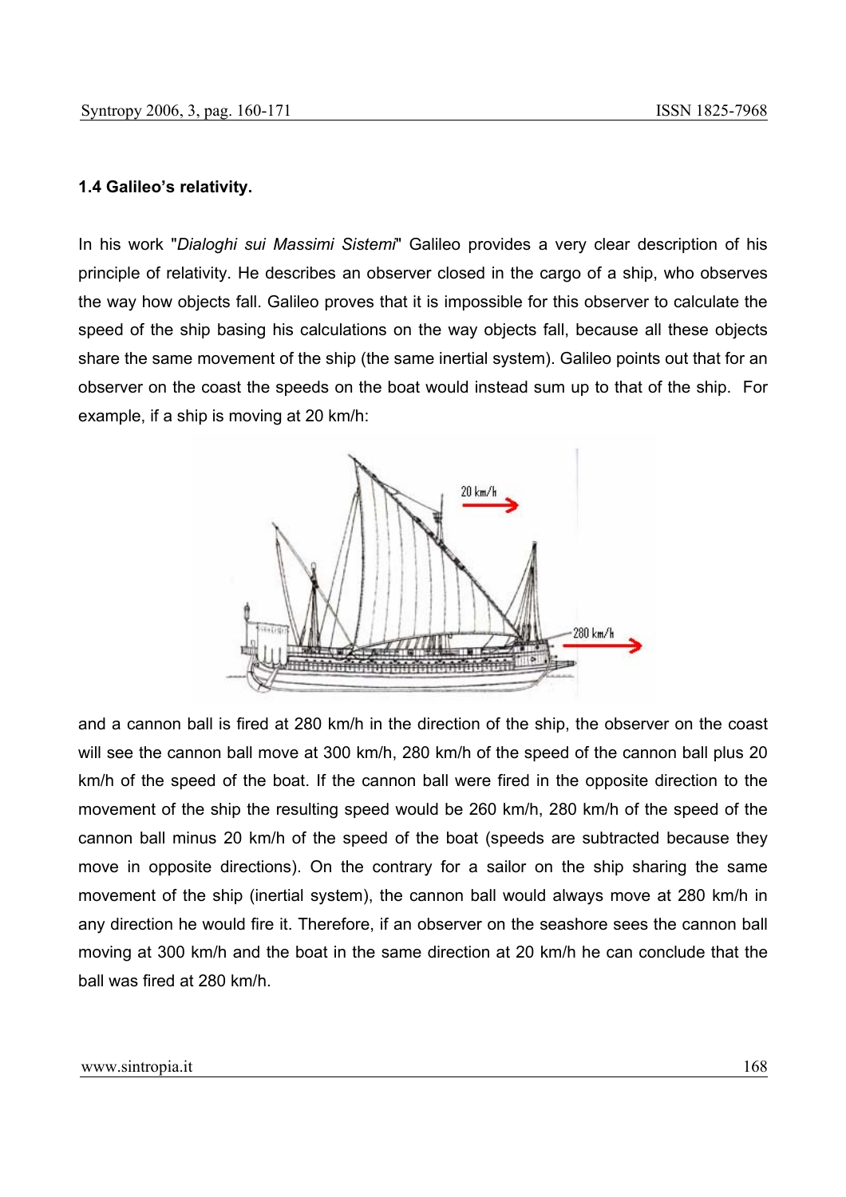### 1.4 Galileo's relativity.

In his work "*Dialoghi sui Massimi Sistemi*" Galileo provides a very clear description of his principle of relativity. He describes an observer closed in the cargo of a ship, who observes the way how objects fall. Galileo proves that it is impossible for this observer to calculate the speed of the ship basing his calculations on the way objects fall, because all these objects share the same movement of the ship (the same inertial system). Galileo points out that for an observer on the coast the speeds on the boat would instead sum up to that of the ship. For example, if a ship is moving at 20 km/h:

and a cannon ball is fired at 280 km/h in the direction of the ship, the observer on the coast will see the cannon ball move at 300 km/h, 280 km/h of the speed of the cannon ball plus 20 km/h of the speed of the boat. If the cannon ball were fired in the opposite direction to the movement of the ship the resulting speed would be 260 km/h, 280 km/h of the speed of the cannon ball minus 20 km/h of the speed of the boat (speeds are subtracted because they move in opposite directions). On the contrary for a sailor on the ship sharing the same movement of the ship (inertial system), the cannon ball would always move at 280 km/h in any direction he would fire it. Therefore, if an observer on the seashore sees the cannon ball moving at 300 km/h and the boat in the same direction at 20 km/h he can conclude that the ball was fired at 280 km/h.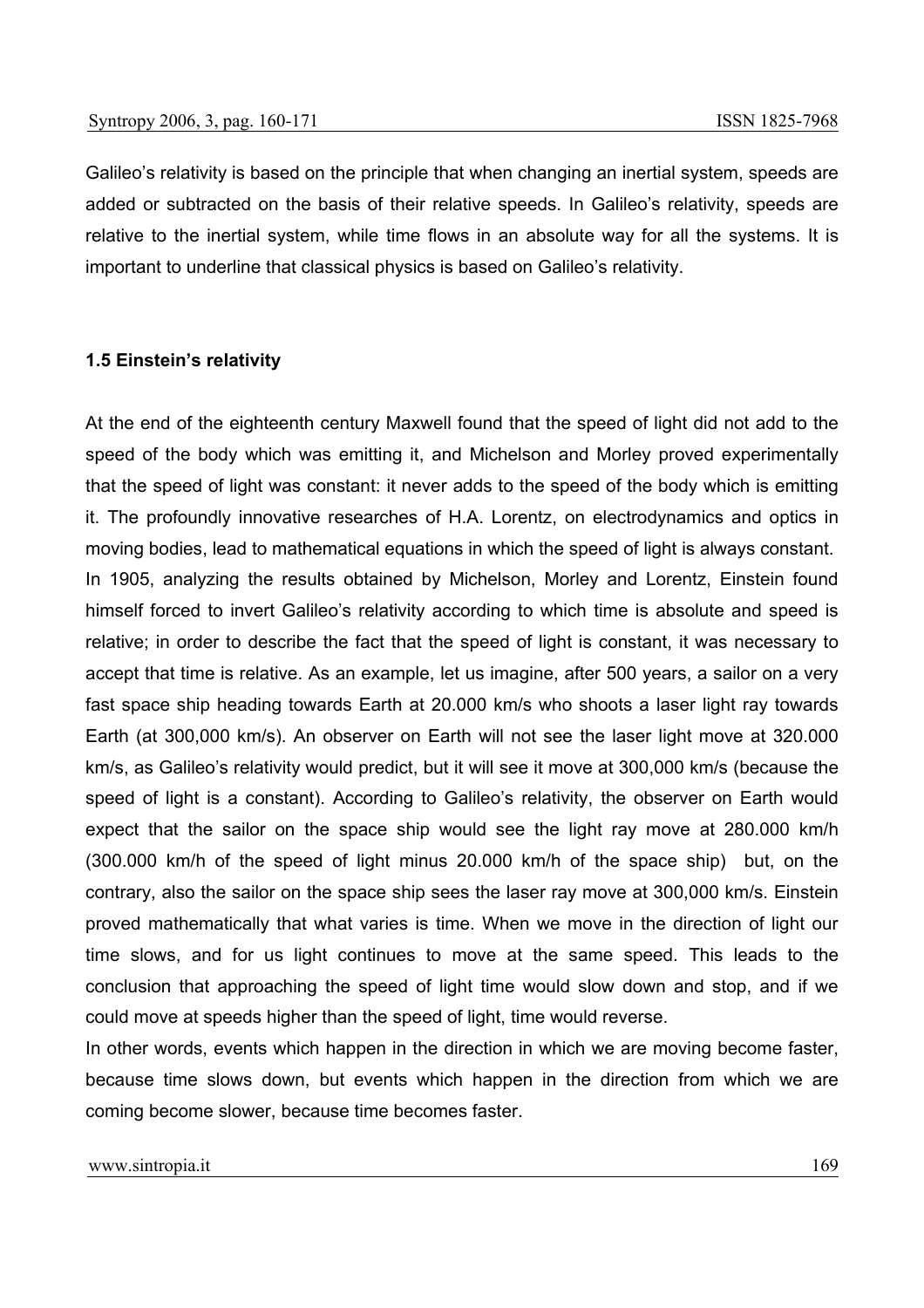Galileo's relativity is based on the principle that when changing an inertial system, speeds are added or subtracted on the basis of their relative speeds. In Galileo's relativity, speeds are relative to the inertial system, while time flows in an absolute way for all the systems. It is important to underline that classical physics is based on Galileo's relativity.

### 1.5 Einstein's relativity

At the end of the eighteenth century Maxwell found that the speed of light did not add to the speed of the body which was emitting it, and Michelson and Morley proved experimentally that the speed of light was constant: it never adds to the speed of the body which is emitting it. The profoundly innovative researches of H.A. Lorentz, on electrodynamics and optics in moving bodies, lead to mathematical equations in which the speed of light is always constant.

In 1905, analyzing the results obtained by Michelson, Morley and Lorentz, Einstein found himself forced to invert Galileo's relativity according to which time is absolute and speed is relative; in order to describe the fact that the speed of light is constant, it was necessary to accept that time is relative. As an example, let us imagine, after 500 years, a sailor on a very fast space ship heading towards Earth at 20.000 km/s who shoots a laser light ray towards Earth (at 300,000 km/s). An observer on Earth will not see the laser light move at 320.000 km/s, as Galileo's relativity would predict, but it will see it move at 300,000 km/s (because the speed of light is a constant). According to Galileo's relativity, the observer on Earth would expect that the sailor on the space ship would see the light ray move at 280.000 km/h (300.000 km/h of the speed of light minus 20.000 km/h of the space ship) but, on the contrary, also the sailor on the space ship sees the laser ray move at 300,000 km/s. Einstein proved mathematically that what varies is time. When we move in the direction of light our time slows, and for us light continues to move at the same speed. This leads to the conclusion that approaching the speed of light time would slow down and stop, and if we could move at speeds higher than the speed of light, time would reverse.

In other words, events which happen in the direction in which we are moving become faster, because time slows down, but events which happen in the direction from which we are coming become slower, because time becomes faster.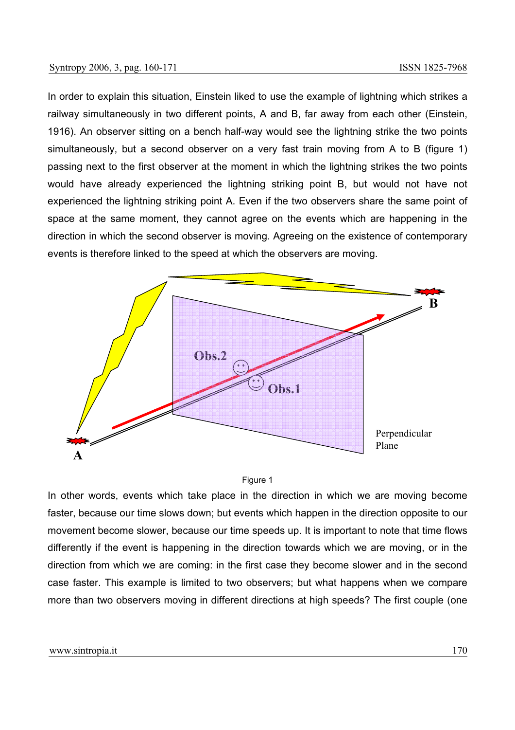In order to explain this situation, Einstein liked to use the example of lightning which strikes a railway simultaneously in two different points, A and B, far away from each other (Einstein, 1916). An observer sitting on a bench half-way would see the lightning strike the two points simultaneously, but a second observer on a very fast train moving from A to B (figure 1) passing next to the first observer at the moment in which the lightning strikes the two points would have already experienced the lightning striking point B, but would not have not experienced the lightning striking point A. Even if the two observers share the same point of space at the same moment, they cannot agree on the events which are happening in the direction in which the second observer is moving. Agreeing on the existence of contemporary events is therefore linked to the speed at which the observers are moving.

Figure 1

In other words, events which take place in the direction in which we are moving become faster, because our time slows down; but events which happen in the direction opposite to our movement become slower, because our time speeds up. It is important to note that time flows differently if the event is happening in the direction towards which we are moving, or in the direction from which we are coming: in the first case they become slower and in the second case faster. This example is limited to two observers; but what happens when we compare more than two observers moving in different directions at high speeds? The first couple (one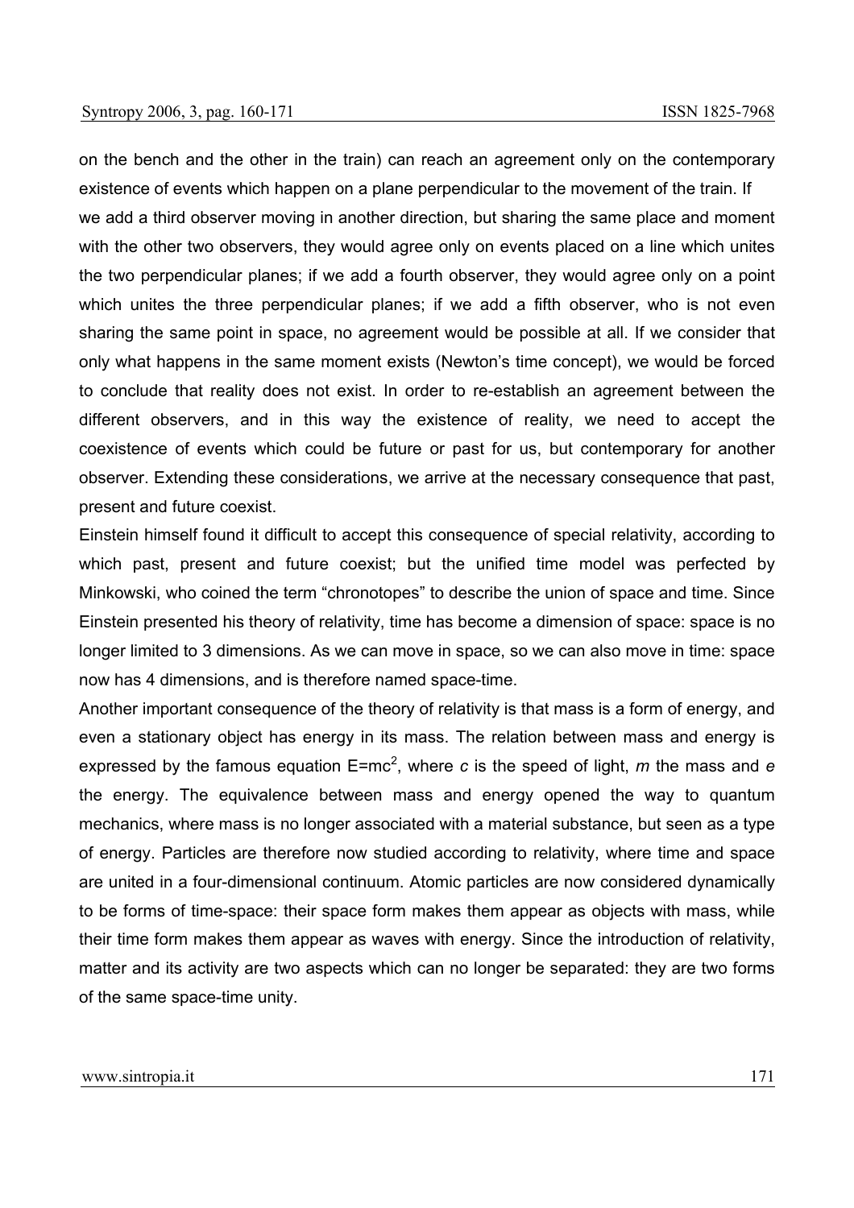on the bench and the other in the train) can reach an agreement only on the contemporary existence of events which happen on a plane perpendicular to the movement of the train. If we add a third observer moving in another direction, but sharing the same place and moment with the other two observers, they would agree only on events placed on a line which unites the two perpendicular planes; if we add a fourth observer, they would agree only on a point which unites the three perpendicular planes; if we add a fifth observer, who is not even sharing the same point in space, no agreement would be possible at all. If we consider that only what happens in the same moment exists (Newton's time concept), we would be forced to conclude that reality does not exist. In order to re-establish an agreement between the different observers, and in this way the existence of reality, we need to accept the coexistence of events which could be future or past for us, but contemporary for another observer. Extending these considerations, we arrive at the necessary consequence that past, present and future coexist.

Einstein himself found it difficult to accept this consequence of special relativity, according to which past, present and future coexist; but the unified time model was perfected by Minkowski, who coined the term "chronotopes" to describe the union of space and time. Since Einstein presented his theory of relativity, time has become a dimension of space: space is no longer limited to 3 dimensions. As we can move in space, so we can also move in time: space now has 4 dimensions, and is therefore named space-time.

Another important consequence of the theory of relativity is that mass is a form of energy, and even a stationary object has energy in its mass. The relation between mass and energy is expressed by the famous equation $E=mc^2$, where $c$ is the speed of light, $m$ the mass and $e$ the energy. The equivalence between mass and energy opened the way to quantum mechanics, where mass is no longer associated with a material substance, but seen as a type of energy. Particles are therefore now studied according to relativity, where time and space are united in a four-dimensional continuum. Atomic particles are now considered dynamically to be forms of time-space: their space form makes them appear as objects with mass, while their time form makes them appear as waves with energy. Since the introduction of relativity, matter and its activity are two aspects which can no longer be separated: they are two forms of the same space-time unity.